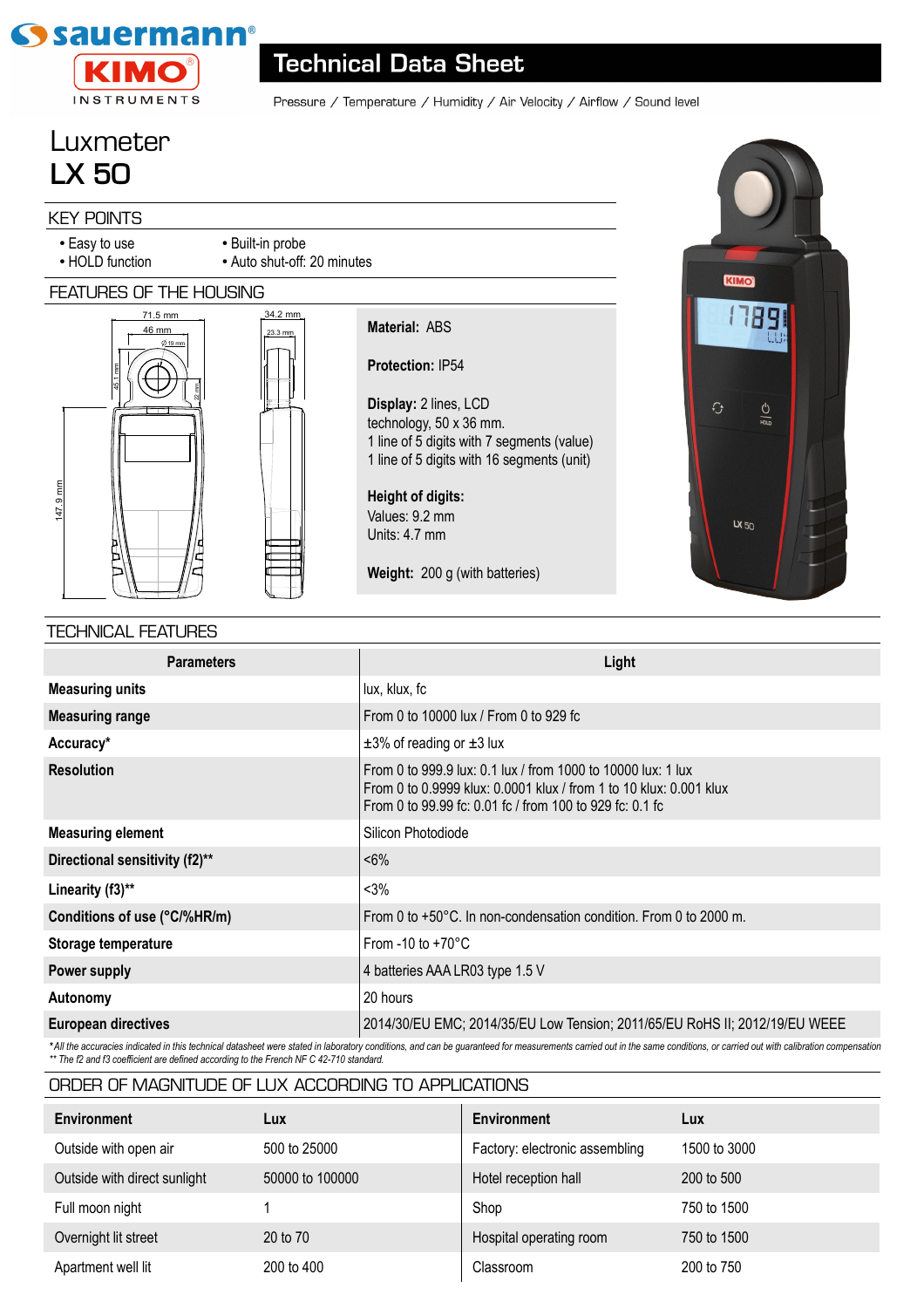# Technical Data Sheet

Pressure / Temperature / Humidity / Air Velocity / Airflow / Sound level

# Luxmeter
# LX 50

## KEY POINTS

- Easy to use
- HOLD function
- Built-in probe
- Auto shut-off: 20 minutes

## FEATURES OF THE HOUSING

71.5 mm
46 mm
Ø 19 mm
45.1 mm
22 mm
147.9 mm
34.2 mm
23.3 mm

**Material:** ABS

**Protection:** IP54

**Display:** 2 lines, LCD technology, 50 x 36 mm.
1 line of 5 digits with 7 segments (value)
1 line of 5 digits with 16 segments (unit)

**Height of digits:**
Values: 9.2 mm
Units: 4.7 mm

**Weight:** 200 g (with batteries)

## TECHNICAL FEATURES

| Parameters | Light |
|---|---|
| **Measuring units** | lux, klux, fc |
| **Measuring range** | From 0 to 10000 lux / From 0 to 929 fc |
| **Accuracy*** | ±3% of reading or ±3 lux |
| **Resolution** | From 0 to 999.9 lux: 0.1 lux / from 1000 to 10000 lux: 1 lux<br>From 0 to 0.9999 klux: 0.0001 klux / from 1 to 10 klux: 0.001 klux<br>From 0 to 99.99 fc: 0.01 fc / from 100 to 929 fc: 0.1 fc |
| **Measuring element** | Silicon Photodiode |
| **Directional sensitivity (f2)**** | <6% |
| **Linearity (f3)**** | <3% |
| **Conditions of use (°C/%HR/m)** | From 0 to +50°C. In non-condensation condition. From 0 to 2000 m. |
| **Storage temperature** | From -10 to +70°C |
| **Power supply** | 4 batteries AAA LR03 type 1.5 V |
| **Autonomy** | 20 hours |
| **European directives** | 2014/30/EU EMC; 2014/35/EU Low Tension; 2011/65/EU RoHS II; 2012/19/EU WEEE |

*\*All the accuracies indicated in this technical datasheet were stated in laboratory conditions, and can be guaranteed for measurements carried out in the same conditions, or carried out with calibration compensation*
*\*\* The f2 and f3 coefficient are defined according to the French NF C 42-710 standard.*

## ORDER OF MAGNITUDE OF LUX ACCORDING TO APPLICATIONS

| Environment | Lux | Environment | Lux |
|---|---|---|---|
| Outside with open air | 500 to 25000 | Factory: electronic assembling | 1500 to 3000 |
| Outside with direct sunlight | 50000 to 100000 | Hotel reception hall | 200 to 500 |
| Full moon night | 1 | Shop | 750 to 1500 |
| Overnight lit street | 20 to 70 | Hospital operating room | 750 to 1500 |
| Apartment well lit | 200 to 400 | Classroom | 200 to 750 |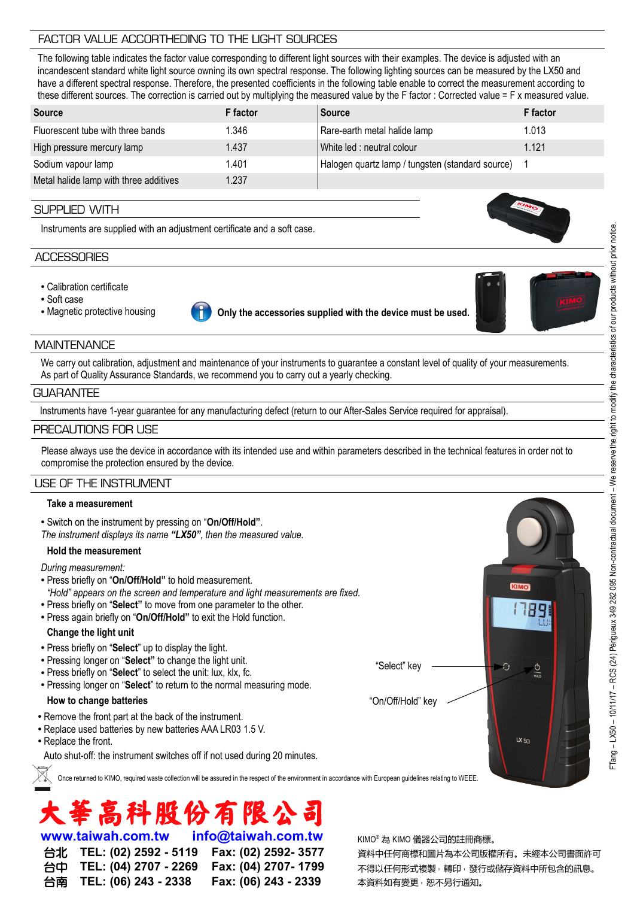## FACTOR VALUE ACCORTHEDING TO THE LIGHT SOURCES

The following table indicates the factor value corresponding to different light sources with their examples. The device is adjusted with an incandescent standard white light source owning its own spectral response. The following lighting sources can be measured by the LX50 and have a different spectral response. Therefore, the presented coefficients in the following table enable to correct the measurement according to these different sources. The correction is carried out by multiplying the measured value by the F factor : Corrected value = F x measured value.

| Source | F factor | Source | F factor |
|---|---|---|---|
| Fluorescent tube with three bands | 1.346 | Rare-earth metal halide lamp | 1.013 |
| High pressure mercury lamp | 1.437 | White led : neutral colour | 1.121 |
| Sodium vapour lamp | 1.401 | Halogen quartz lamp / tungsten (standard source) | 1 |
| Metal halide lamp with three additives | 1.237 | | |

## SUPPLIED WITH

Instruments are supplied with an adjustment certificate and a soft case.

## ACCESSORIES

- Calibration certificate
- Soft case
- Magnetic protective housing

**Only the accessories supplied with the device must be used.**

## MAINTENANCE

We carry out calibration, adjustment and maintenance of your instruments to guarantee a constant level of quality of your measurements. As part of Quality Assurance Standards, we recommend you to carry out a yearly checking.

## GUARANTEE

Instruments have 1-year guarantee for any manufacturing defect (return to our After-Sales Service required for appraisal).

## PRECAUTIONS FOR USE

Please always use the device in accordance with its intended use and within parameters described in the technical features in order not to compromise the protection ensured by the device.

## USE OF THE INSTRUMENT

### Take a measurement

- Switch on the instrument by pressing on "**On/Off/Hold**".

*The instrument displays its name **"LX50"**, then the measured value.*

### Hold the measurement

*During measurement:*

- Press briefly on "**On/Off/Hold"** to hold measurement.
  *"Hold" appears on the screen and temperature and light measurements are fixed.*
- Press briefly on "**Select"** to move from one parameter to the other.
- Press again briefly on "**On/Off/Hold**" to exit the Hold function.

### Change the light unit

- Press briefly on "**Select**" up to display the light.
- Pressing longer on "**Select"** to change the light unit.
- Press briefly on "**Select**" to select the unit: lux, klx, fc.
- Pressing longer on "**Select**" to return to the normal measuring mode.

### How to change batteries

- Remove the front part at the back of the instrument.
- Replace used batteries by new batteries AAA LR03 1.5 V.
- Replace the front.

Auto shut-off: the instrument switches off if not used during 20 minutes.

"Select" key

"On/Off/Hold" key

Once returned to KIMO, required waste collection will be assured in the respect of the environment in accordance with European guidelines relating to WEEE.

FTang – LX50 – 10/11/17 – RCS (24) Périgueux 349 282 095 Non-contractual document – We reserve the right to modify the characteristics of our products without prior notice.

**大華高科股份有限公司**

**www.taiwah.com.tw** **info@taiwah.com.tw**

**台北 TEL: (02) 2592 - 5119 Fax: (02) 2592- 3577**
**台中 TEL: (04) 2707 - 2269 Fax: (04) 2707- 1799**
**台南 TEL: (06) 243 - 2338 Fax: (06) 243 - 2339**

KIMO® 為 KIMO 儀器公司的註冊商標。
資料中任何商標和圖片為本公司版權所有。未經本公司書面許可不得以任何形式複製，轉印，發行或儲存資料中所包含的訊息。
本資料如有變更，恕不另行通知。